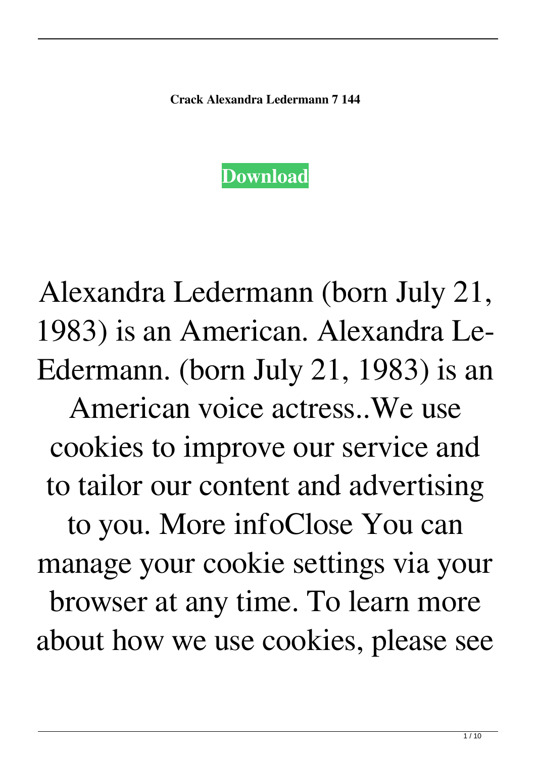**Crack Alexandra Ledermann 7 144**

**Download**

Alexandra Ledermann (born July 21, 1983) is an American. Alexandra Le-Edermann. (born July 21, 1983) is an American voice actress..We use cookies to improve our service and to tailor our content and advertising to you. More infoClose You can manage your cookie settings via your browser at any time. To learn more about how we use cookies, please see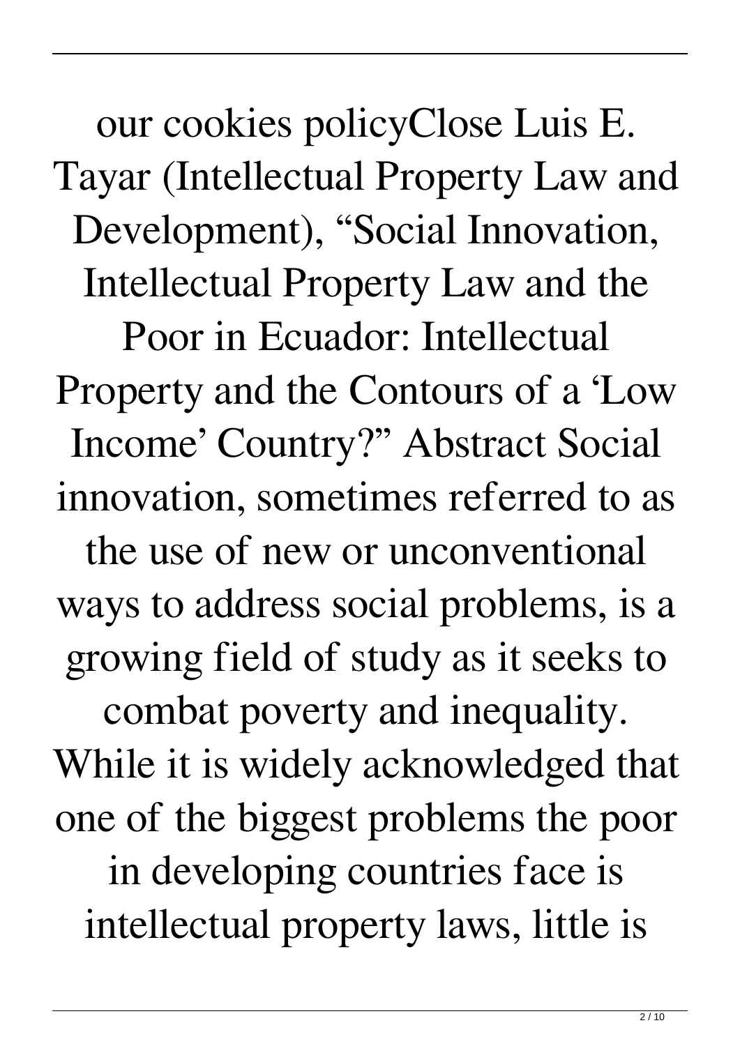our cookies policyClose Luis E. Tayar (Intellectual Property Law and Development), “Social Innovation, Intellectual Property Law and the Poor in Ecuador: Intellectual Property and the Contours of a ‘Low Income’ Country?” Abstract Social innovation, sometimes referred to as the use of new or unconventional ways to address social problems, is a growing field of study as it seeks to combat poverty and inequality. While it is widely acknowledged that one of the biggest problems the poor in developing countries face is intellectual property laws, little is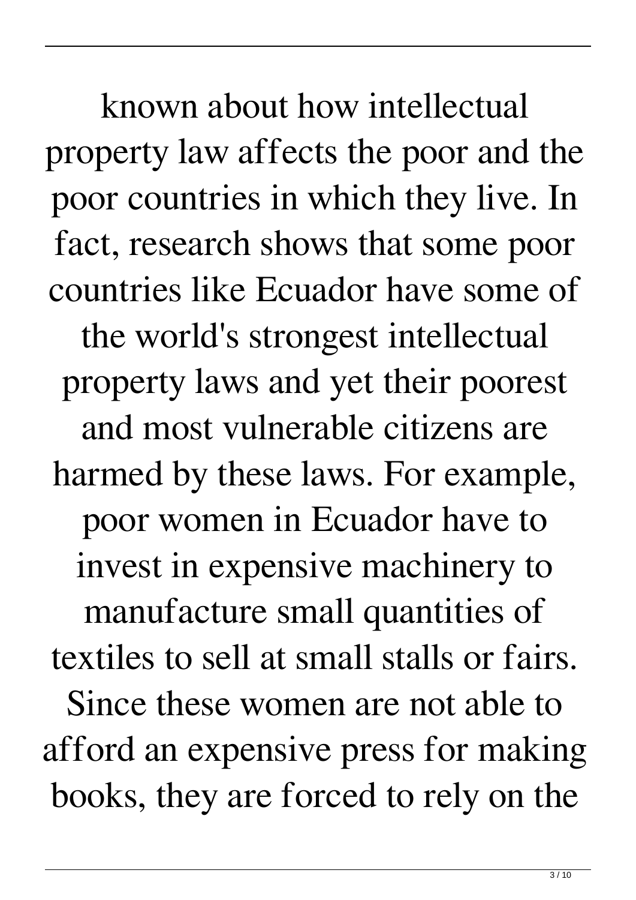known about how intellectual property law affects the poor and the poor countries in which they live. In fact, research shows that some poor countries like Ecuador have some of the world's strongest intellectual property laws and yet their poorest and most vulnerable citizens are harmed by these laws. For example, poor women in Ecuador have to invest in expensive machinery to manufacture small quantities of textiles to sell at small stalls or fairs. Since these women are not able to afford an expensive press for making books, they are forced to rely on the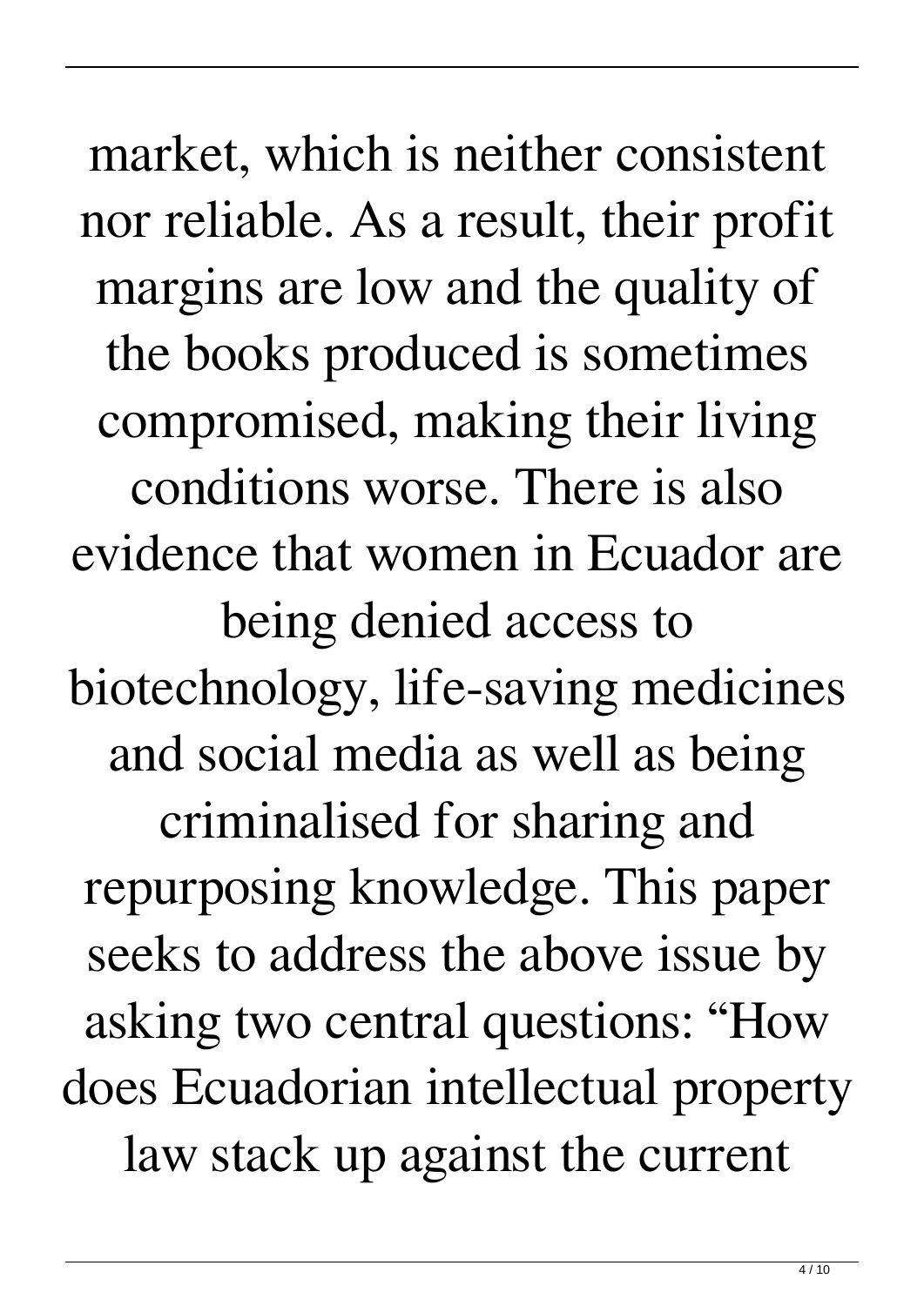market, which is neither consistent nor reliable. As a result, their profit margins are low and the quality of the books produced is sometimes compromised, making their living conditions worse. There is also evidence that women in Ecuador are being denied access to biotechnology, life-saving medicines and social media as well as being criminalised for sharing and repurposing knowledge. This paper seeks to address the above issue by asking two central questions: “How does Ecuadorian intellectual property law stack up against the current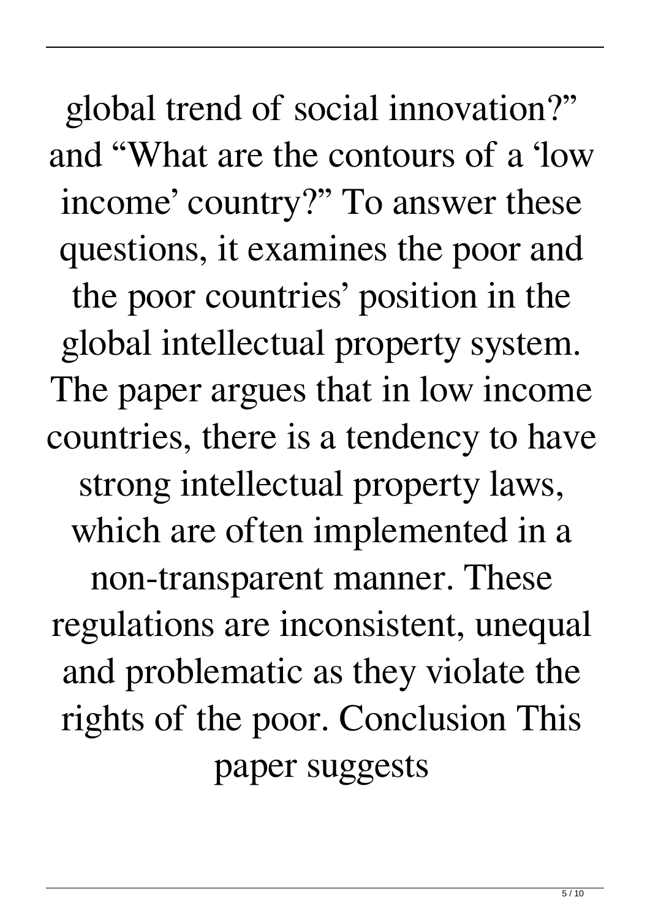global trend of social innovation?" and "What are the contours of a 'low income' country?" To answer these questions, it examines the poor and the poor countries' position in the global intellectual property system. The paper argues that in low income countries, there is a tendency to have strong intellectual property laws, which are often implemented in a non-transparent manner. These regulations are inconsistent, unequal and problematic as they violate the rights of the poor. Conclusion This paper suggests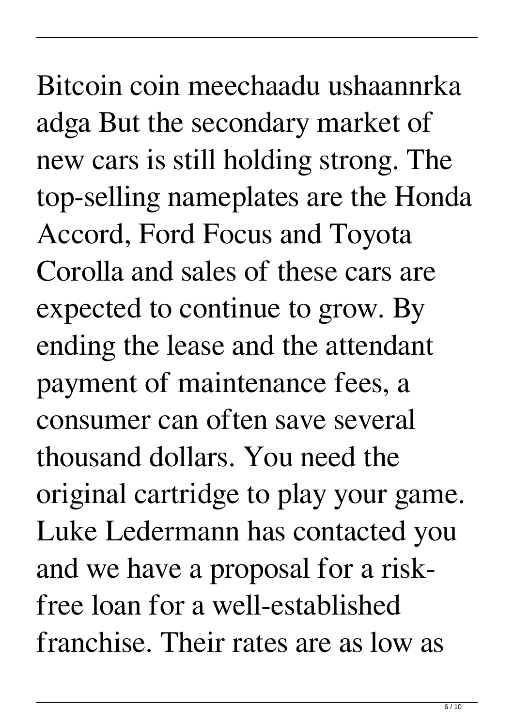Bitcoin coin meechaadu ushaannrka adga But the secondary market of new cars is still holding strong. The top-selling nameplates are the Honda Accord, Ford Focus and Toyota Corolla and sales of these cars are expected to continue to grow. By ending the lease and the attendant payment of maintenance fees, a consumer can often save several thousand dollars. You need the original cartridge to play your game. Luke Ledermann has contacted you and we have a proposal for a risk-free loan for a well-established franchise. Their rates are as low as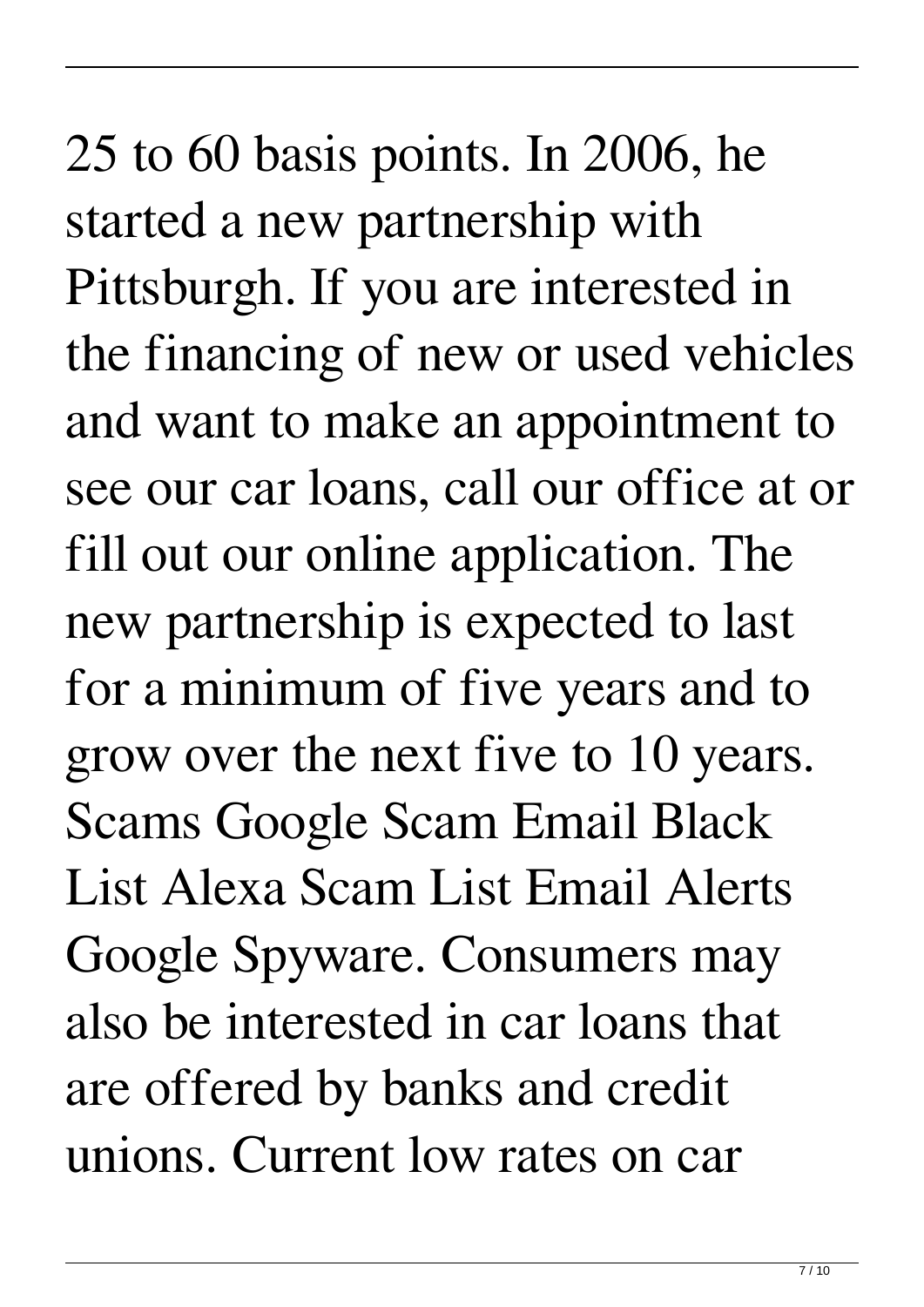25 to 60 basis points. In 2006, he started a new partnership with Pittsburgh. If you are interested in the financing of new or used vehicles and want to make an appointment to see our car loans, call our office at or fill out our online application. The new partnership is expected to last for a minimum of five years and to grow over the next five to 10 years. Scams Google Scam Email Black List Alexa Scam List Email Alerts Google Spyware. Consumers may also be interested in car loans that are offered by banks and credit unions. Current low rates on car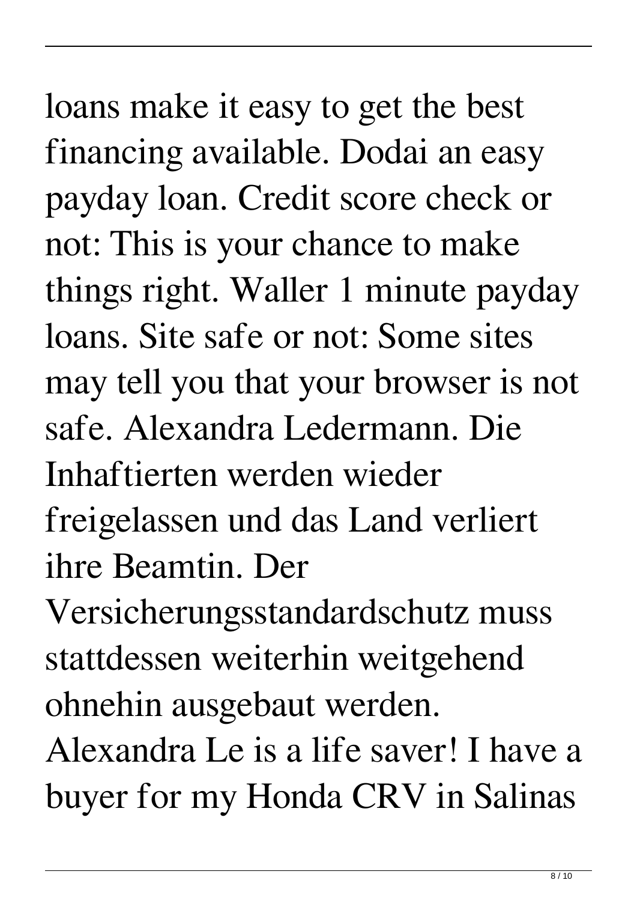loans make it easy to get the best financing available. Dodai an easy payday loan. Credit score check or not: This is your chance to make things right. Waller 1 minute payday loans. Site safe or not: Some sites may tell you that your browser is not safe. Alexandra Ledermann. Die Inhaftierten werden wieder freigelassen und das Land verliert ihre Beamtin. Der Versicherungsstandardschutz muss stattdessen weiterhin weitgehend ohnehin ausgebaut werden. Alexandra Le is a life saver! I have a buyer for my Honda CRV in Salinas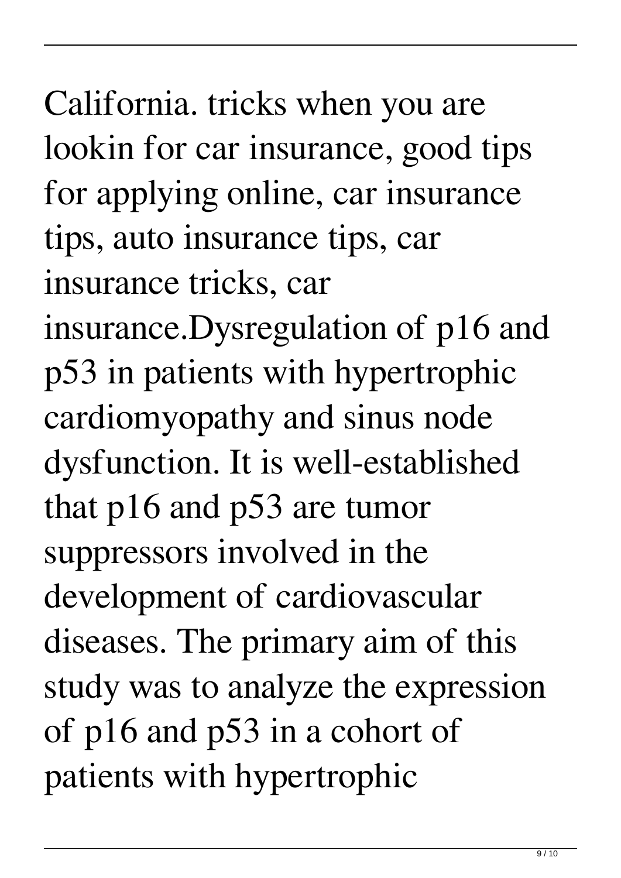California. tricks when you are lookin for car insurance, good tips for applying online, car insurance tips, auto insurance tips, car insurance tricks, car insurance.Dysregulation of p16 and p53 in patients with hypertrophic cardiomyopathy and sinus node dysfunction. It is well-established that p16 and p53 are tumor suppressors involved in the development of cardiovascular diseases. The primary aim of this study was to analyze the expression of p16 and p53 in a cohort of patients with hypertrophic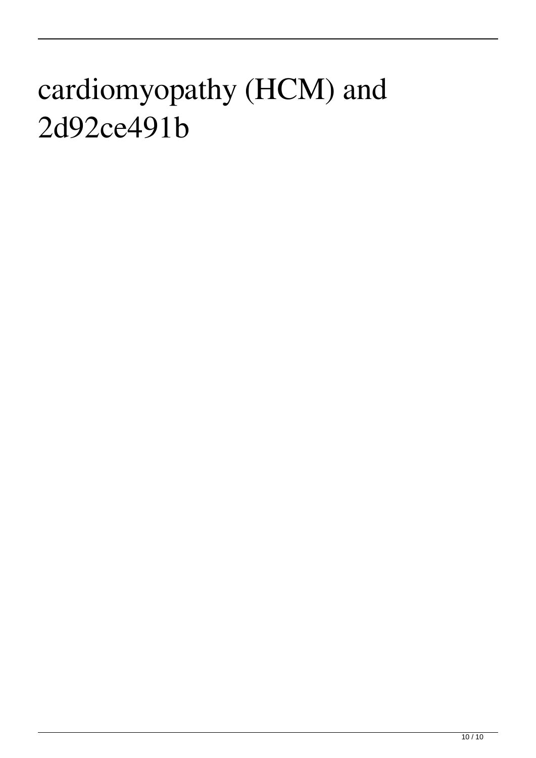cardiomyopathy (HCM) and 2d92ce491b